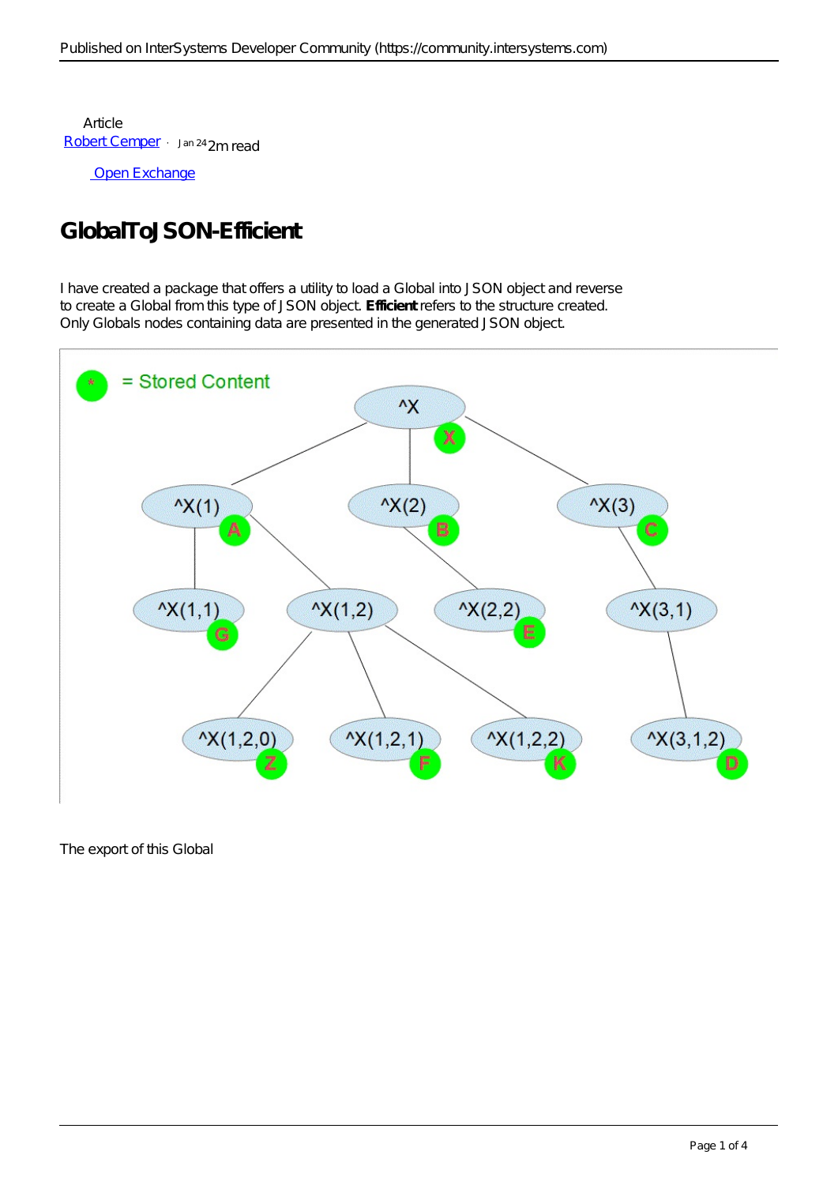Article
Robert Cemper · Jan 24 2m read

Open Exchange

# GlobalToJSON-Efficient

I have created a package that offers a utility to load a Global into JSON object and reverse to create a Global from this type of JSON object. **Efficient** refers to the structure created. Only Globals nodes containing data are presented in the generated JSON object.

The export of this Global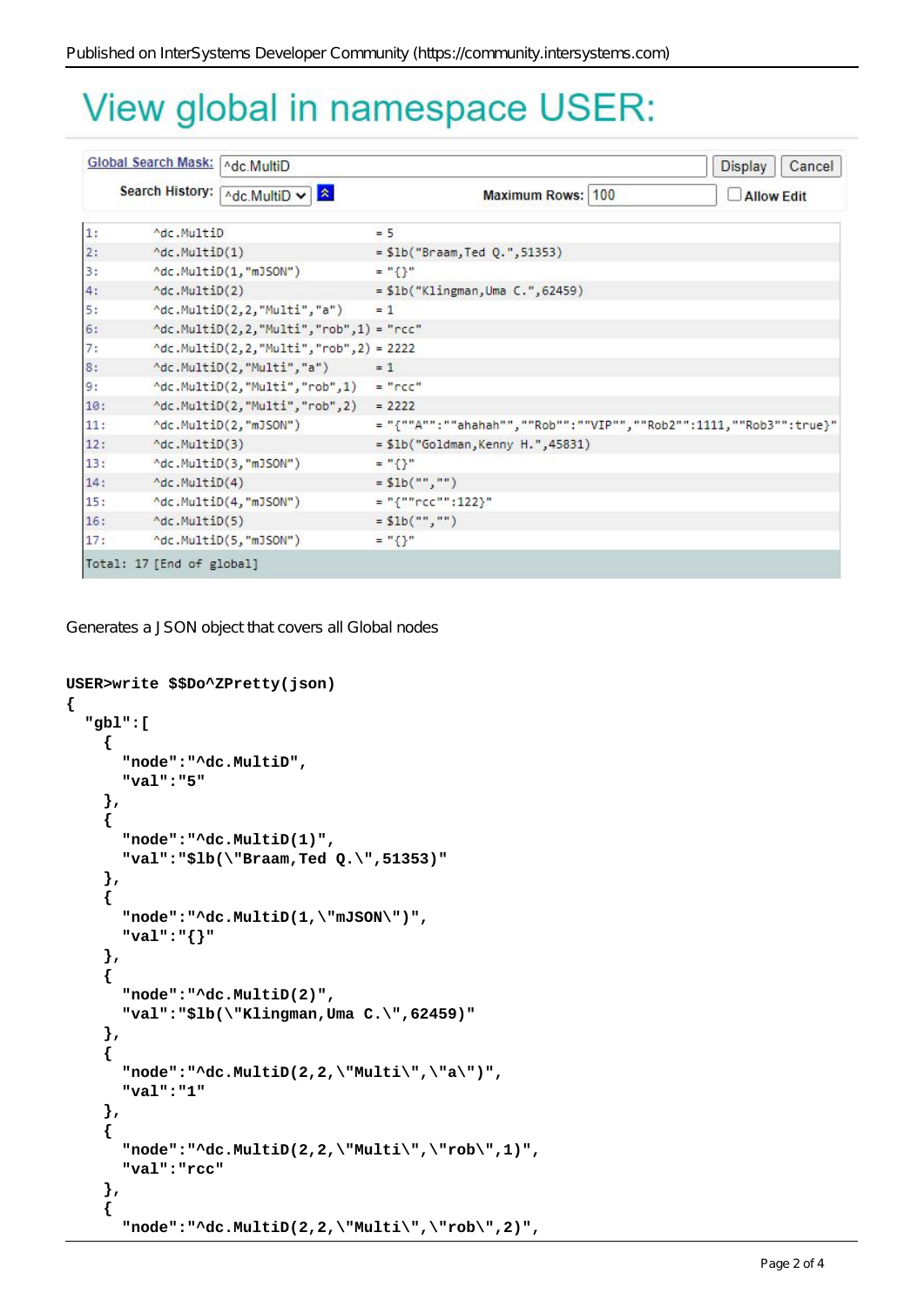# View global in namespace USER:

Global Search Mask: ^dc.MultiD [Display] [Cancel]

Search History: ^dc.MultiD    Maximum Rows: 100    Allow Edit

```
1:    ^dc.MultiD                              = 5
2:    ^dc.MultiD(1)                           = $lb("Braam,Ted Q.",51353)
3:    ^dc.MultiD(1,"mJSON")                   = "{}"
4:    ^dc.MultiD(2)                           = $lb("Klingman,Uma C.",62459)
5:    ^dc.MultiD(2,2,"Multi","a")             = 1
6:    ^dc.MultiD(2,2,"Multi","rob",1)         = "rcc"
7:    ^dc.MultiD(2,2,"Multi","rob",2)         = 2222
8:    ^dc.MultiD(2,"Multi","a")               = 1
9:    ^dc.MultiD(2,"Multi","rob",1)           = "rcc"
10:   ^dc.MultiD(2,"Multi","rob",2)           = 2222
11:   ^dc.MultiD(2,"mJSON")                   = "{""A"":""ahahah"",""Rob"":""VIP"",""Rob2"":1111,""Rob3"":true}"
12:   ^dc.MultiD(3)                           = $lb("Goldman,Kenny H.",45831)
13:   ^dc.MultiD(3,"mJSON")                   = "{}"
14:   ^dc.MultiD(4)                           = $lb("","")
15:   ^dc.MultiD(4,"mJSON")                   = "{""rcc"":122}"
16:   ^dc.MultiD(5)                           = $lb("","")
17:   ^dc.MultiD(5,"mJSON")                   = "{}"
Total: 17 [End of global]
```

Generates a JSON object that covers all Global nodes

```
USER>write $$Do^ZPretty(json)
{
  "gbl":[
    {
      "node":"^dc.MultiD",
      "val":"5"
    },
    {
      "node":"^dc.MultiD(1)",
      "val":"$lb(\"Braam,Ted Q.\",51353)"
    },
    {
      "node":"^dc.MultiD(1,\"mJSON\")",
      "val":"{}"
    },
    {
      "node":"^dc.MultiD(2)",
      "val":"$lb(\"Klingman,Uma C.\",62459)"
    },
    {
      "node":"^dc.MultiD(2,2,\"Multi\",\"a\")",
      "val":"1"
    },
    {
      "node":"^dc.MultiD(2,2,\"Multi\",\"rob\",1)",
      "val":"rcc"
    },
    {
      "node":"^dc.MultiD(2,2,\"Multi\",\"rob\",2)",
```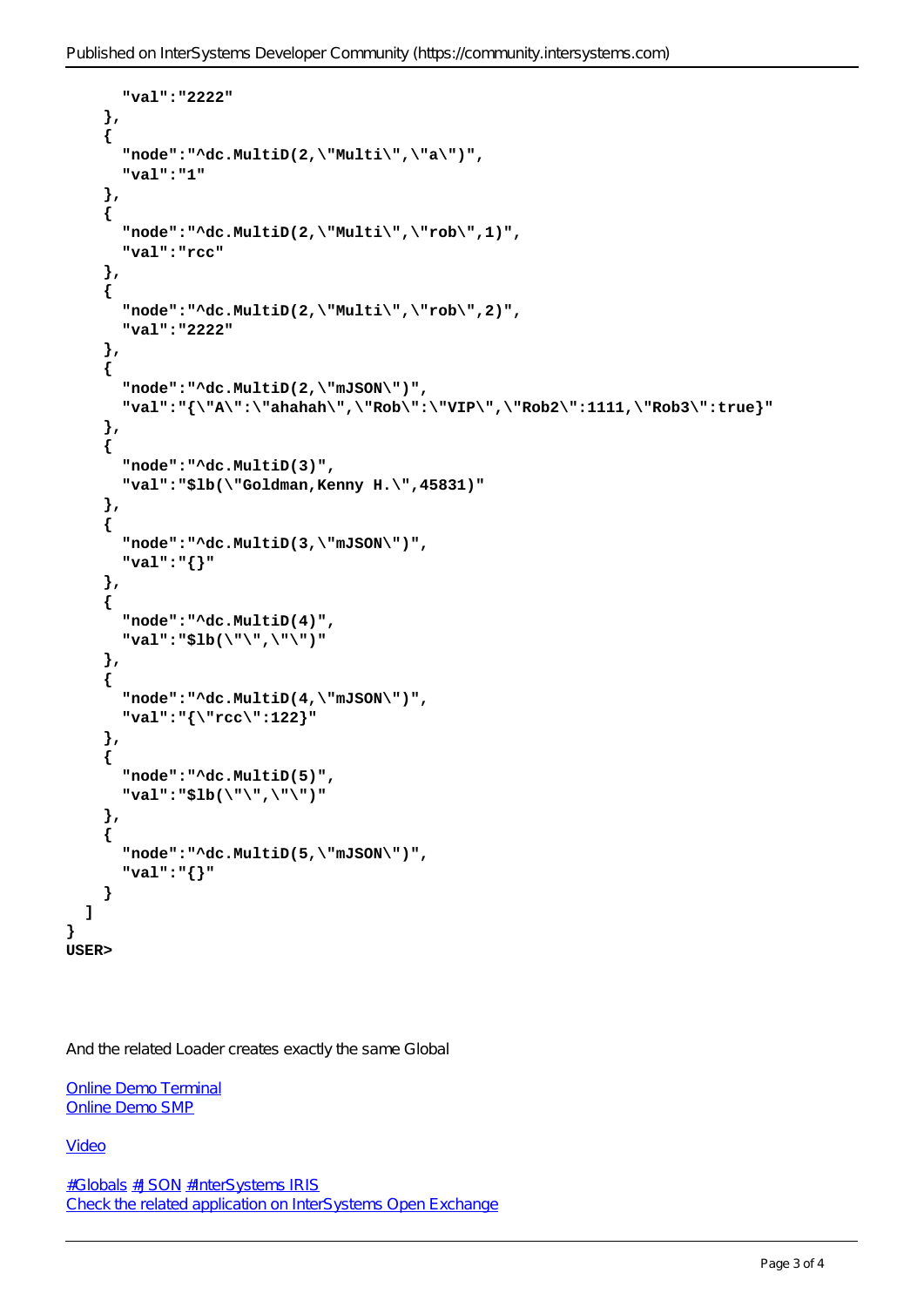```
      "val":"2222"
    },
    {
      "node":"^dc.MultiD(2,\"Multi\",\"a\")",
      "val":"1"
    },
    {
      "node":"^dc.MultiD(2,\"Multi\",\"rob\",1)",
      "val":"rcc"
    },
    {
      "node":"^dc.MultiD(2,\"Multi\",\"rob\",2)",
      "val":"2222"
    },
    {
      "node":"^dc.MultiD(2,\"mJSON\")",
      "val":"{\"A\":\"ahahah\",\"Rob\":\"VIP\",\"Rob2\":1111,\"Rob3\":true}"
    },
    {
      "node":"^dc.MultiD(3)",
      "val":"$lb(\"Goldman,Kenny H.\",45831)"
    },
    {
      "node":"^dc.MultiD(3,\"mJSON\")",
      "val":"{}"
    },
    {
      "node":"^dc.MultiD(4)",
      "val":"$lb(\"\",\"\")"
    },
    {
      "node":"^dc.MultiD(4,\"mJSON\")",
      "val":"{\"rcc\":122}"
    },
    {
      "node":"^dc.MultiD(5)",
      "val":"$lb(\"\",\"\")"
    },
    {
      "node":"^dc.MultiD(5,\"mJSON\")",
      "val":"{}"
    }
  ]
}
USER>
```

And the related Loader creates exactly the same Global

[Online Demo Terminal](#)
[Online Demo SMP](#)

[Video](#)

[#Globals](#) [#JSON](#) [#InterSystems IRIS](#)
[Check the related application on InterSystems Open Exchange](#)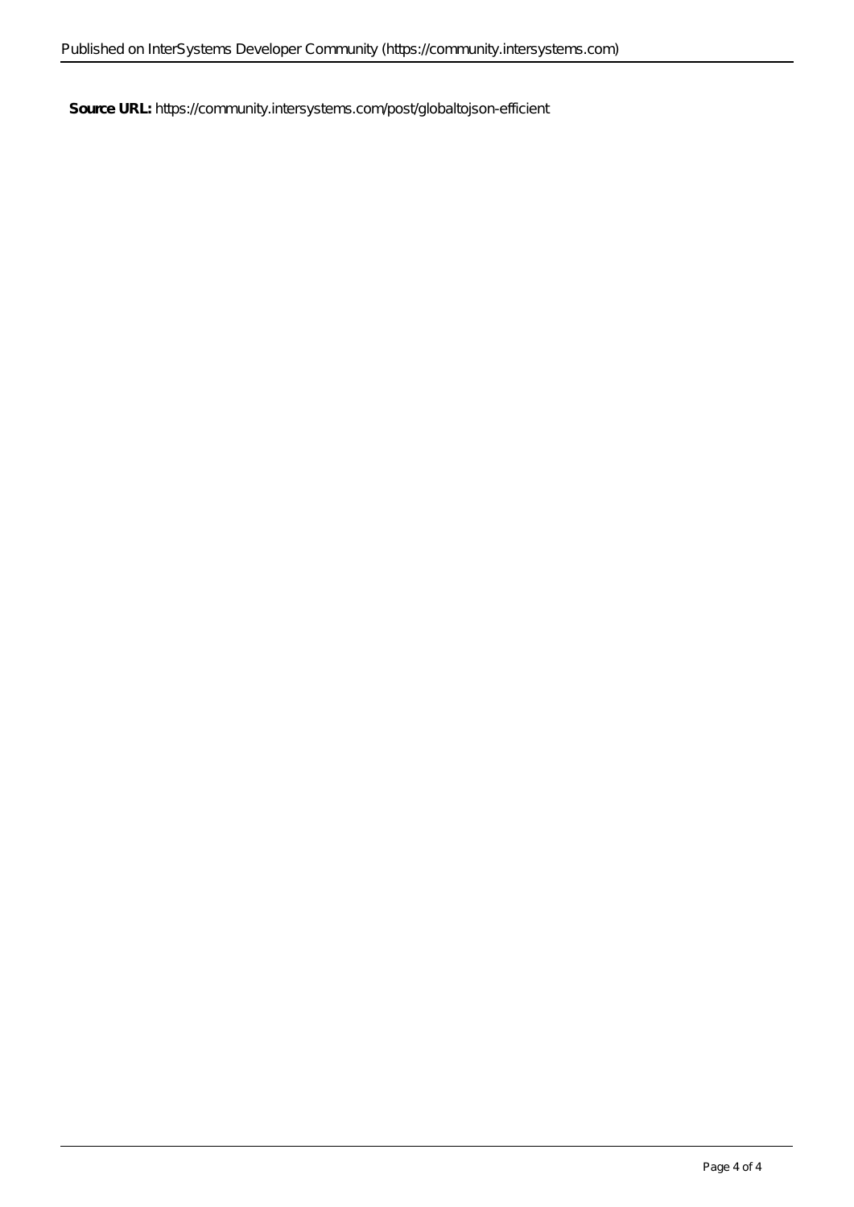**Source URL:** https://community.intersystems.com/post/globaltojson-efficient